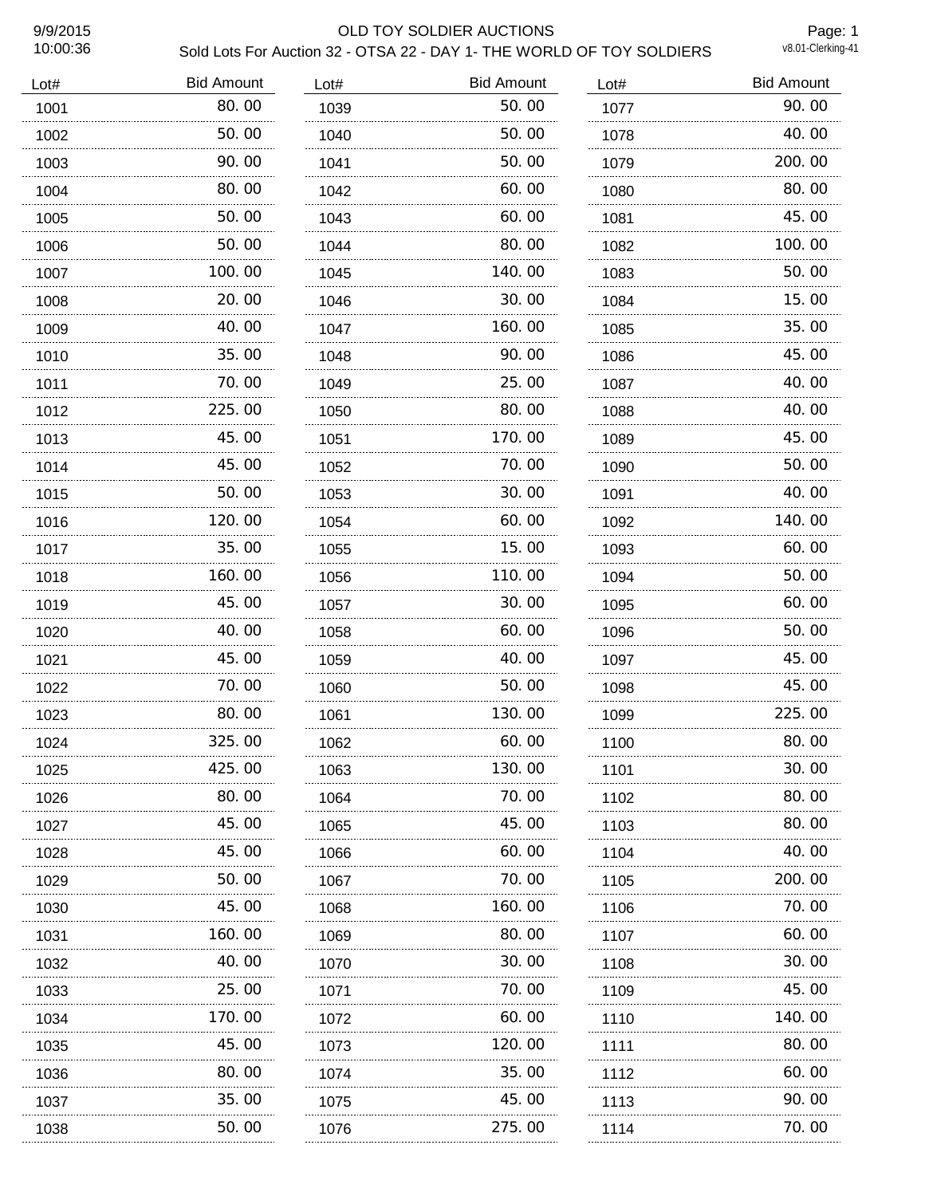# OLD TOY SOLDIER AUCTIONS

## Sold Lots For Auction 32 - OTSA 22 - DAY 1- THE WORLD OF TOY SOLDIERS

9/9/2015
10:00:36

v8.01-Clerking-41

| Lot# | Bid Amount | Lot# | Bid Amount | Lot# | Bid Amount |
|---|---|---|---|---|---|
| 1001 | 80.00 | 1039 | 50.00 | 1077 | 90.00 |
| 1002 | 50.00 | 1040 | 50.00 | 1078 | 40.00 |
| 1003 | 90.00 | 1041 | 50.00 | 1079 | 200.00 |
| 1004 | 80.00 | 1042 | 60.00 | 1080 | 80.00 |
| 1005 | 50.00 | 1043 | 60.00 | 1081 | 45.00 |
| 1006 | 50.00 | 1044 | 80.00 | 1082 | 100.00 |
| 1007 | 100.00 | 1045 | 140.00 | 1083 | 50.00 |
| 1008 | 20.00 | 1046 | 30.00 | 1084 | 15.00 |
| 1009 | 40.00 | 1047 | 160.00 | 1085 | 35.00 |
| 1010 | 35.00 | 1048 | 90.00 | 1086 | 45.00 |
| 1011 | 70.00 | 1049 | 25.00 | 1087 | 40.00 |
| 1012 | 225.00 | 1050 | 80.00 | 1088 | 40.00 |
| 1013 | 45.00 | 1051 | 170.00 | 1089 | 45.00 |
| 1014 | 45.00 | 1052 | 70.00 | 1090 | 50.00 |
| 1015 | 50.00 | 1053 | 30.00 | 1091 | 40.00 |
| 1016 | 120.00 | 1054 | 60.00 | 1092 | 140.00 |
| 1017 | 35.00 | 1055 | 15.00 | 1093 | 60.00 |
| 1018 | 160.00 | 1056 | 110.00 | 1094 | 50.00 |
| 1019 | 45.00 | 1057 | 30.00 | 1095 | 60.00 |
| 1020 | 40.00 | 1058 | 60.00 | 1096 | 50.00 |
| 1021 | 45.00 | 1059 | 40.00 | 1097 | 45.00 |
| 1022 | 70.00 | 1060 | 50.00 | 1098 | 45.00 |
| 1023 | 80.00 | 1061 | 130.00 | 1099 | 225.00 |
| 1024 | 325.00 | 1062 | 60.00 | 1100 | 80.00 |
| 1025 | 425.00 | 1063 | 130.00 | 1101 | 30.00 |
| 1026 | 80.00 | 1064 | 70.00 | 1102 | 80.00 |
| 1027 | 45.00 | 1065 | 45.00 | 1103 | 80.00 |
| 1028 | 45.00 | 1066 | 60.00 | 1104 | 40.00 |
| 1029 | 50.00 | 1067 | 70.00 | 1105 | 200.00 |
| 1030 | 45.00 | 1068 | 160.00 | 1106 | 70.00 |
| 1031 | 160.00 | 1069 | 80.00 | 1107 | 60.00 |
| 1032 | 40.00 | 1070 | 30.00 | 1108 | 30.00 |
| 1033 | 25.00 | 1071 | 70.00 | 1109 | 45.00 |
| 1034 | 170.00 | 1072 | 60.00 | 1110 | 140.00 |
| 1035 | 45.00 | 1073 | 120.00 | 1111 | 80.00 |
| 1036 | 80.00 | 1074 | 35.00 | 1112 | 60.00 |
| 1037 | 35.00 | 1075 | 45.00 | 1113 | 90.00 |
| 1038 | 50.00 | 1076 | 275.00 | 1114 | 70.00 |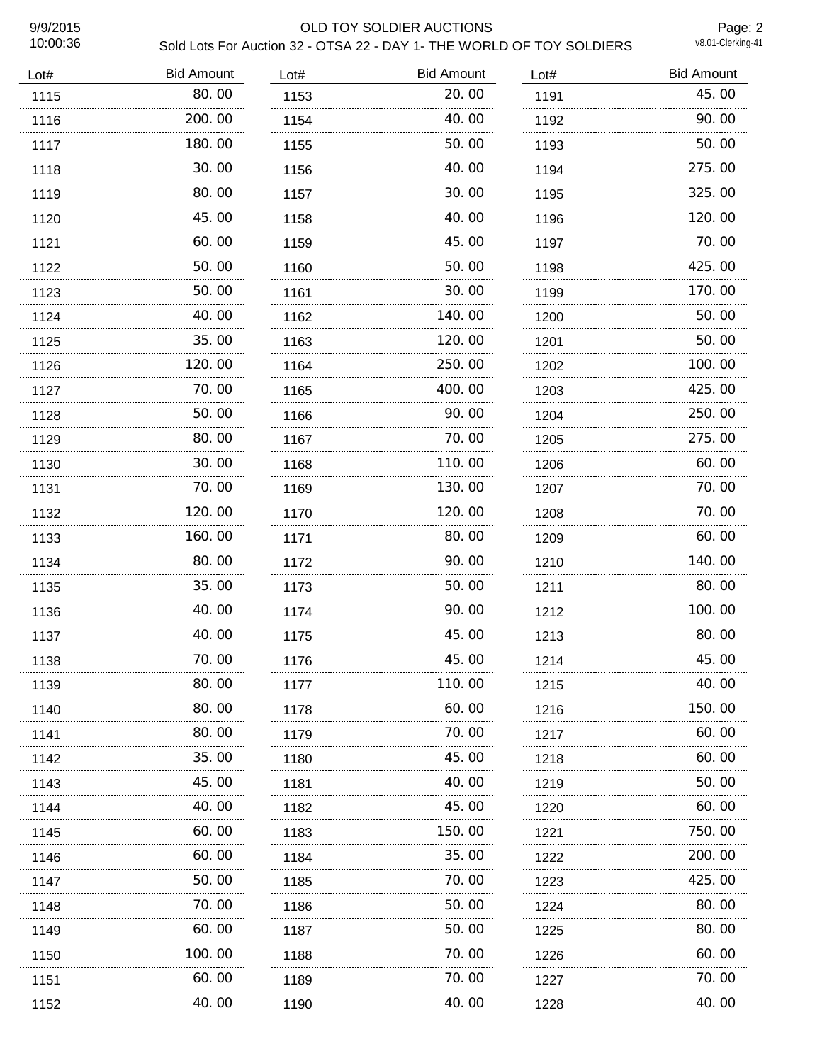# OLD TOY SOLDIER AUCTIONS

## Sold Lots For Auction 32 - OTSA 22 - DAY 1- THE WORLD OF TOY SOLDIERS

9/9/2015 10:00:36

| Lot# | Bid Amount |
|---|---|
| 1115 | 80.00 |
| 1116 | 200.00 |
| 1117 | 180.00 |
| 1118 | 30.00 |
| 1119 | 80.00 |
| 1120 | 45.00 |
| 1121 | 60.00 |
| 1122 | 50.00 |
| 1123 | 50.00 |
| 1124 | 40.00 |
| 1125 | 35.00 |
| 1126 | 120.00 |
| 1127 | 70.00 |
| 1128 | 50.00 |
| 1129 | 80.00 |
| 1130 | 30.00 |
| 1131 | 70.00 |
| 1132 | 120.00 |
| 1133 | 160.00 |
| 1134 | 80.00 |
| 1135 | 35.00 |
| 1136 | 40.00 |
| 1137 | 40.00 |
| 1138 | 70.00 |
| 1139 | 80.00 |
| 1140 | 80.00 |
| 1141 | 80.00 |
| 1142 | 35.00 |
| 1143 | 45.00 |
| 1144 | 40.00 |
| 1145 | 60.00 |
| 1146 | 60.00 |
| 1147 | 50.00 |
| 1148 | 70.00 |
| 1149 | 60.00 |
| 1150 | 100.00 |
| 1151 | 60.00 |
| 1152 | 40.00 |
| 1153 | 20.00 |
| 1154 | 40.00 |
| 1155 | 50.00 |
| 1156 | 40.00 |
| 1157 | 30.00 |
| 1158 | 40.00 |
| 1159 | 45.00 |
| 1160 | 50.00 |
| 1161 | 30.00 |
| 1162 | 140.00 |
| 1163 | 120.00 |
| 1164 | 250.00 |
| 1165 | 400.00 |
| 1166 | 90.00 |
| 1167 | 70.00 |
| 1168 | 110.00 |
| 1169 | 130.00 |
| 1170 | 120.00 |
| 1171 | 80.00 |
| 1172 | 90.00 |
| 1173 | 50.00 |
| 1174 | 90.00 |
| 1175 | 45.00 |
| 1176 | 45.00 |
| 1177 | 110.00 |
| 1178 | 60.00 |
| 1179 | 70.00 |
| 1180 | 45.00 |
| 1181 | 40.00 |
| 1182 | 45.00 |
| 1183 | 150.00 |
| 1184 | 35.00 |
| 1185 | 70.00 |
| 1186 | 50.00 |
| 1187 | 50.00 |
| 1188 | 70.00 |
| 1189 | 70.00 |
| 1190 | 40.00 |
| 1191 | 45.00 |
| 1192 | 90.00 |
| 1193 | 50.00 |
| 1194 | 275.00 |
| 1195 | 325.00 |
| 1196 | 120.00 |
| 1197 | 70.00 |
| 1198 | 425.00 |
| 1199 | 170.00 |
| 1200 | 50.00 |
| 1201 | 50.00 |
| 1202 | 100.00 |
| 1203 | 425.00 |
| 1204 | 250.00 |
| 1205 | 275.00 |
| 1206 | 60.00 |
| 1207 | 70.00 |
| 1208 | 70.00 |
| 1209 | 60.00 |
| 1210 | 140.00 |
| 1211 | 80.00 |
| 1212 | 100.00 |
| 1213 | 80.00 |
| 1214 | 45.00 |
| 1215 | 40.00 |
| 1216 | 150.00 |
| 1217 | 60.00 |
| 1218 | 60.00 |
| 1219 | 50.00 |
| 1220 | 60.00 |
| 1221 | 750.00 |
| 1222 | 200.00 |
| 1223 | 425.00 |
| 1224 | 80.00 |
| 1225 | 80.00 |
| 1226 | 60.00 |
| 1227 | 70.00 |
| 1228 | 40.00 |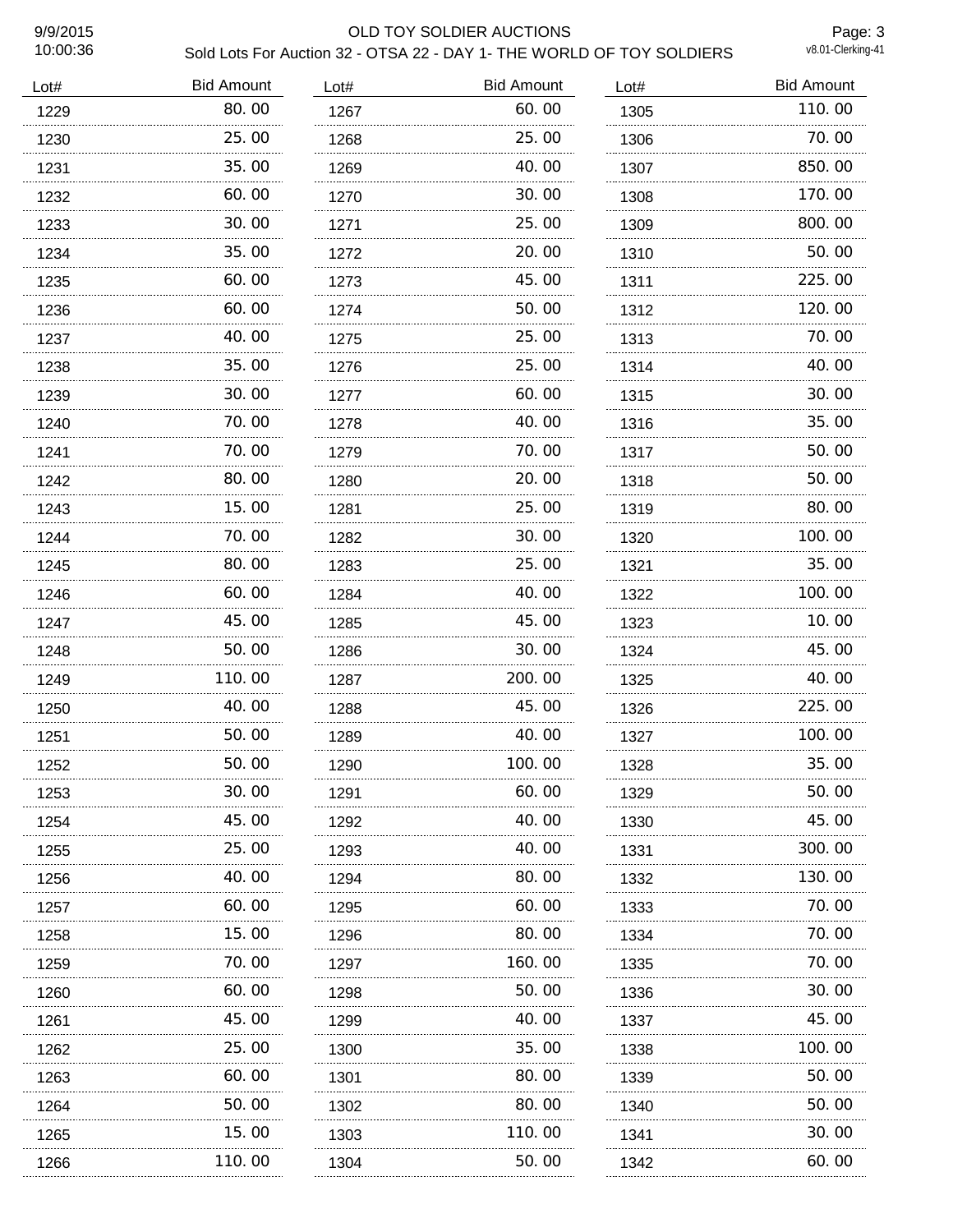OLD TOY SOLDIER AUCTIONS

Sold Lots For Auction 32 - OTSA 22 - DAY 1- THE WORLD OF TOY SOLDIERS

| Lot# | Bid Amount |
|---|---|
| 1229 | 80. 00 |
| 1230 | 25. 00 |
| 1231 | 35. 00 |
| 1232 | 60. 00 |
| 1233 | 30. 00 |
| 1234 | 35. 00 |
| 1235 | 60. 00 |
| 1236 | 60. 00 |
| 1237 | 40. 00 |
| 1238 | 35. 00 |
| 1239 | 30. 00 |
| 1240 | 70. 00 |
| 1241 | 70. 00 |
| 1242 | 80. 00 |
| 1243 | 15. 00 |
| 1244 | 70. 00 |
| 1245 | 80. 00 |
| 1246 | 60. 00 |
| 1247 | 45. 00 |
| 1248 | 50. 00 |
| 1249 | 110. 00 |
| 1250 | 40. 00 |
| 1251 | 50. 00 |
| 1252 | 50. 00 |
| 1253 | 30. 00 |
| 1254 | 45. 00 |
| 1255 | 25. 00 |
| 1256 | 40. 00 |
| 1257 | 60. 00 |
| 1258 | 15. 00 |
| 1259 | 70. 00 |
| 1260 | 60. 00 |
| 1261 | 45. 00 |
| 1262 | 25. 00 |
| 1263 | 60. 00 |
| 1264 | 50. 00 |
| 1265 | 15. 00 |
| 1266 | 110. 00 |
| 1267 | 60. 00 |
| 1268 | 25. 00 |
| 1269 | 40. 00 |
| 1270 | 30. 00 |
| 1271 | 25. 00 |
| 1272 | 20. 00 |
| 1273 | 45. 00 |
| 1274 | 50. 00 |
| 1275 | 25. 00 |
| 1276 | 25. 00 |
| 1277 | 60. 00 |
| 1278 | 40. 00 |
| 1279 | 70. 00 |
| 1280 | 20. 00 |
| 1281 | 25. 00 |
| 1282 | 30. 00 |
| 1283 | 25. 00 |
| 1284 | 40. 00 |
| 1285 | 45. 00 |
| 1286 | 30. 00 |
| 1287 | 200. 00 |
| 1288 | 45. 00 |
| 1289 | 40. 00 |
| 1290 | 100. 00 |
| 1291 | 60. 00 |
| 1292 | 40. 00 |
| 1293 | 40. 00 |
| 1294 | 80. 00 |
| 1295 | 60. 00 |
| 1296 | 80. 00 |
| 1297 | 160. 00 |
| 1298 | 50. 00 |
| 1299 | 40. 00 |
| 1300 | 35. 00 |
| 1301 | 80. 00 |
| 1302 | 80. 00 |
| 1303 | 110. 00 |
| 1304 | 50. 00 |
| 1305 | 110. 00 |
| 1306 | 70. 00 |
| 1307 | 850. 00 |
| 1308 | 170. 00 |
| 1309 | 800. 00 |
| 1310 | 50. 00 |
| 1311 | 225. 00 |
| 1312 | 120. 00 |
| 1313 | 70. 00 |
| 1314 | 40. 00 |
| 1315 | 30. 00 |
| 1316 | 35. 00 |
| 1317 | 50. 00 |
| 1318 | 50. 00 |
| 1319 | 80. 00 |
| 1320 | 100. 00 |
| 1321 | 35. 00 |
| 1322 | 100. 00 |
| 1323 | 10. 00 |
| 1324 | 45. 00 |
| 1325 | 40. 00 |
| 1326 | 225. 00 |
| 1327 | 100. 00 |
| 1328 | 35. 00 |
| 1329 | 50. 00 |
| 1330 | 45. 00 |
| 1331 | 300. 00 |
| 1332 | 130. 00 |
| 1333 | 70. 00 |
| 1334 | 70. 00 |
| 1335 | 70. 00 |
| 1336 | 30. 00 |
| 1337 | 45. 00 |
| 1338 | 100. 00 |
| 1339 | 50. 00 |
| 1340 | 50. 00 |
| 1341 | 30. 00 |
| 1342 | 60. 00 |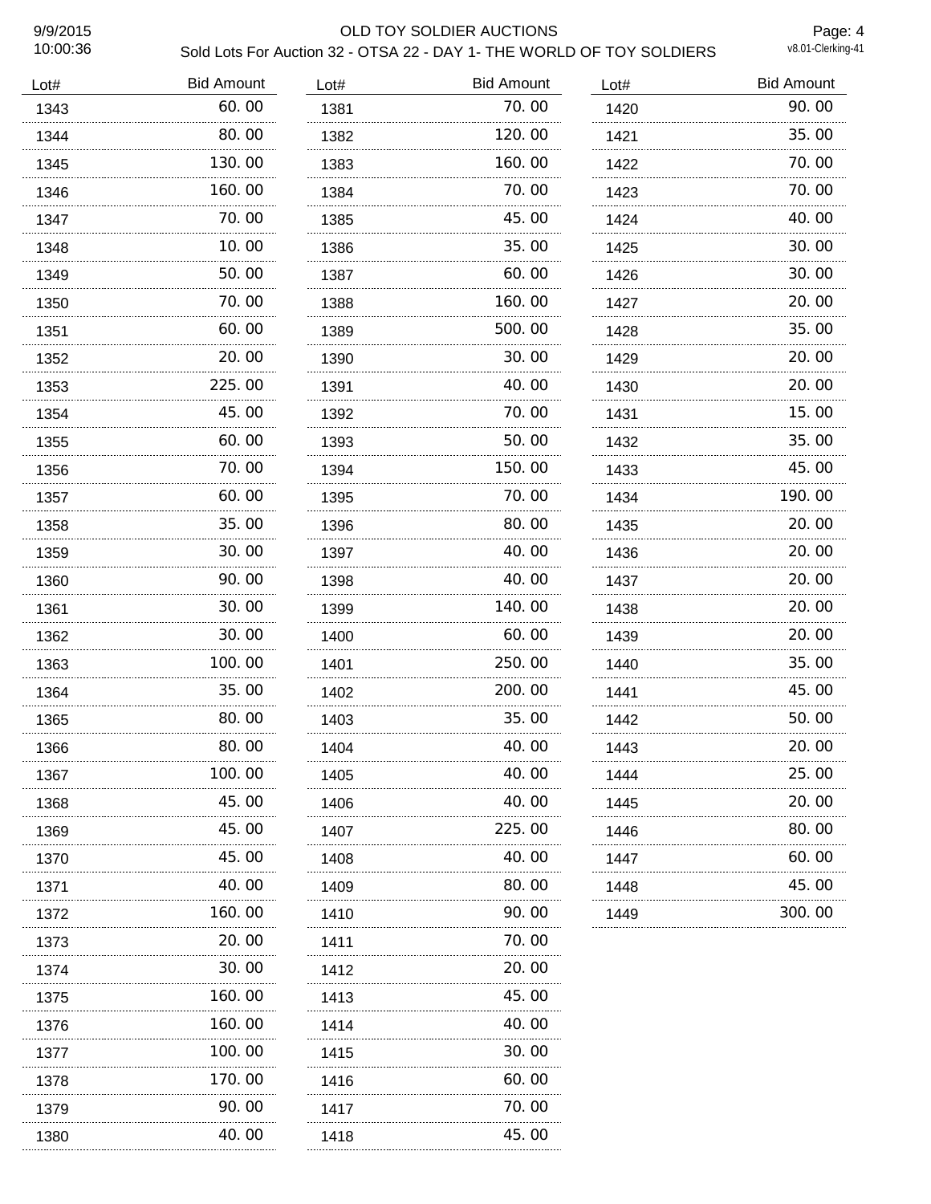| Lot# | Bid Amount |
|---|---|
| 1343 | 60.00 |
| 1344 | 80.00 |
| 1345 | 130.00 |
| 1346 | 160.00 |
| 1347 | 70.00 |
| 1348 | 10.00 |
| 1349 | 50.00 |
| 1350 | 70.00 |
| 1351 | 60.00 |
| 1352 | 20.00 |
| 1353 | 225.00 |
| 1354 | 45.00 |
| 1355 | 60.00 |
| 1356 | 70.00 |
| 1357 | 60.00 |
| 1358 | 35.00 |
| 1359 | 30.00 |
| 1360 | 90.00 |
| 1361 | 30.00 |
| 1362 | 30.00 |
| 1363 | 100.00 |
| 1364 | 35.00 |
| 1365 | 80.00 |
| 1366 | 80.00 |
| 1367 | 100.00 |
| 1368 | 45.00 |
| 1369 | 45.00 |
| 1370 | 45.00 |
| 1371 | 40.00 |
| 1372 | 160.00 |
| 1373 | 20.00 |
| 1374 | 30.00 |
| 1375 | 160.00 |
| 1376 | 160.00 |
| 1377 | 100.00 |
| 1378 | 170.00 |
| 1379 | 90.00 |
| 1380 | 40.00 |
| 1381 | 70.00 |
| 1382 | 120.00 |
| 1383 | 160.00 |
| 1384 | 70.00 |
| 1385 | 45.00 |
| 1386 | 35.00 |
| 1387 | 60.00 |
| 1388 | 160.00 |
| 1389 | 500.00 |
| 1390 | 30.00 |
| 1391 | 40.00 |
| 1392 | 70.00 |
| 1393 | 50.00 |
| 1394 | 150.00 |
| 1395 | 70.00 |
| 1396 | 80.00 |
| 1397 | 40.00 |
| 1398 | 40.00 |
| 1399 | 140.00 |
| 1400 | 60.00 |
| 1401 | 250.00 |
| 1402 | 200.00 |
| 1403 | 35.00 |
| 1404 | 40.00 |
| 1405 | 40.00 |
| 1406 | 40.00 |
| 1407 | 225.00 |
| 1408 | 40.00 |
| 1409 | 80.00 |
| 1410 | 90.00 |
| 1411 | 70.00 |
| 1412 | 20.00 |
| 1413 | 45.00 |
| 1414 | 40.00 |
| 1415 | 30.00 |
| 1416 | 60.00 |
| 1417 | 70.00 |
| 1418 | 45.00 |
| 1420 | 90.00 |
| 1421 | 35.00 |
| 1422 | 70.00 |
| 1423 | 70.00 |
| 1424 | 40.00 |
| 1425 | 30.00 |
| 1426 | 30.00 |
| 1427 | 20.00 |
| 1428 | 35.00 |
| 1429 | 20.00 |
| 1430 | 20.00 |
| 1431 | 15.00 |
| 1432 | 35.00 |
| 1433 | 45.00 |
| 1434 | 190.00 |
| 1435 | 20.00 |
| 1436 | 20.00 |
| 1437 | 20.00 |
| 1438 | 20.00 |
| 1439 | 20.00 |
| 1440 | 35.00 |
| 1441 | 45.00 |
| 1442 | 50.00 |
| 1443 | 20.00 |
| 1444 | 25.00 |
| 1445 | 20.00 |
| 1446 | 80.00 |
| 1447 | 60.00 |
| 1448 | 45.00 |
| 1449 | 300.00 |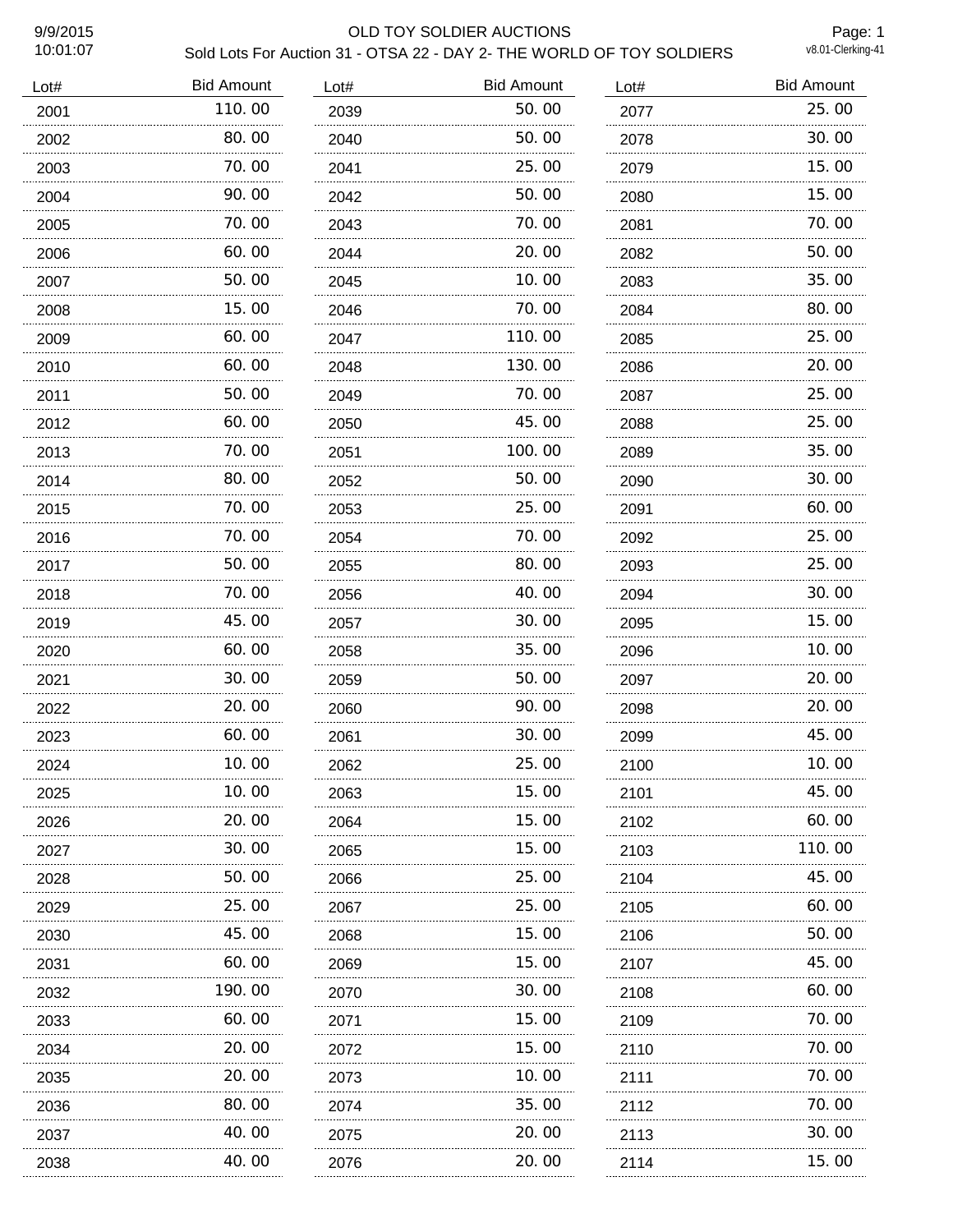# OLD TOY SOLDIER AUCTIONS

## Sold Lots For Auction 31 - OTSA 22 - DAY 2- THE WORLD OF TOY SOLDIERS

| Lot# | Bid Amount |
|---|---|
| 2001 | 110.00 |
| 2002 | 80.00 |
| 2003 | 70.00 |
| 2004 | 90.00 |
| 2005 | 70.00 |
| 2006 | 60.00 |
| 2007 | 50.00 |
| 2008 | 15.00 |
| 2009 | 60.00 |
| 2010 | 60.00 |
| 2011 | 50.00 |
| 2012 | 60.00 |
| 2013 | 70.00 |
| 2014 | 80.00 |
| 2015 | 70.00 |
| 2016 | 70.00 |
| 2017 | 50.00 |
| 2018 | 70.00 |
| 2019 | 45.00 |
| 2020 | 60.00 |
| 2021 | 30.00 |
| 2022 | 20.00 |
| 2023 | 60.00 |
| 2024 | 10.00 |
| 2025 | 10.00 |
| 2026 | 20.00 |
| 2027 | 30.00 |
| 2028 | 50.00 |
| 2029 | 25.00 |
| 2030 | 45.00 |
| 2031 | 60.00 |
| 2032 | 190.00 |
| 2033 | 60.00 |
| 2034 | 20.00 |
| 2035 | 20.00 |
| 2036 | 80.00 |
| 2037 | 40.00 |
| 2038 | 40.00 |
| 2039 | 50.00 |
| 2040 | 50.00 |
| 2041 | 25.00 |
| 2042 | 50.00 |
| 2043 | 70.00 |
| 2044 | 20.00 |
| 2045 | 10.00 |
| 2046 | 70.00 |
| 2047 | 110.00 |
| 2048 | 130.00 |
| 2049 | 70.00 |
| 2050 | 45.00 |
| 2051 | 100.00 |
| 2052 | 50.00 |
| 2053 | 25.00 |
| 2054 | 70.00 |
| 2055 | 80.00 |
| 2056 | 40.00 |
| 2057 | 30.00 |
| 2058 | 35.00 |
| 2059 | 50.00 |
| 2060 | 90.00 |
| 2061 | 30.00 |
| 2062 | 25.00 |
| 2063 | 15.00 |
| 2064 | 15.00 |
| 2065 | 15.00 |
| 2066 | 25.00 |
| 2067 | 25.00 |
| 2068 | 15.00 |
| 2069 | 15.00 |
| 2070 | 30.00 |
| 2071 | 15.00 |
| 2072 | 15.00 |
| 2073 | 10.00 |
| 2074 | 35.00 |
| 2075 | 20.00 |
| 2076 | 20.00 |
| 2077 | 25.00 |
| 2078 | 30.00 |
| 2079 | 15.00 |
| 2080 | 15.00 |
| 2081 | 70.00 |
| 2082 | 50.00 |
| 2083 | 35.00 |
| 2084 | 80.00 |
| 2085 | 25.00 |
| 2086 | 20.00 |
| 2087 | 25.00 |
| 2088 | 25.00 |
| 2089 | 35.00 |
| 2090 | 30.00 |
| 2091 | 60.00 |
| 2092 | 25.00 |
| 2093 | 25.00 |
| 2094 | 30.00 |
| 2095 | 15.00 |
| 2096 | 10.00 |
| 2097 | 20.00 |
| 2098 | 20.00 |
| 2099 | 45.00 |
| 2100 | 10.00 |
| 2101 | 45.00 |
| 2102 | 60.00 |
| 2103 | 110.00 |
| 2104 | 45.00 |
| 2105 | 60.00 |
| 2106 | 50.00 |
| 2107 | 45.00 |
| 2108 | 60.00 |
| 2109 | 70.00 |
| 2110 | 70.00 |
| 2111 | 70.00 |
| 2112 | 70.00 |
| 2113 | 30.00 |
| 2114 | 15.00 |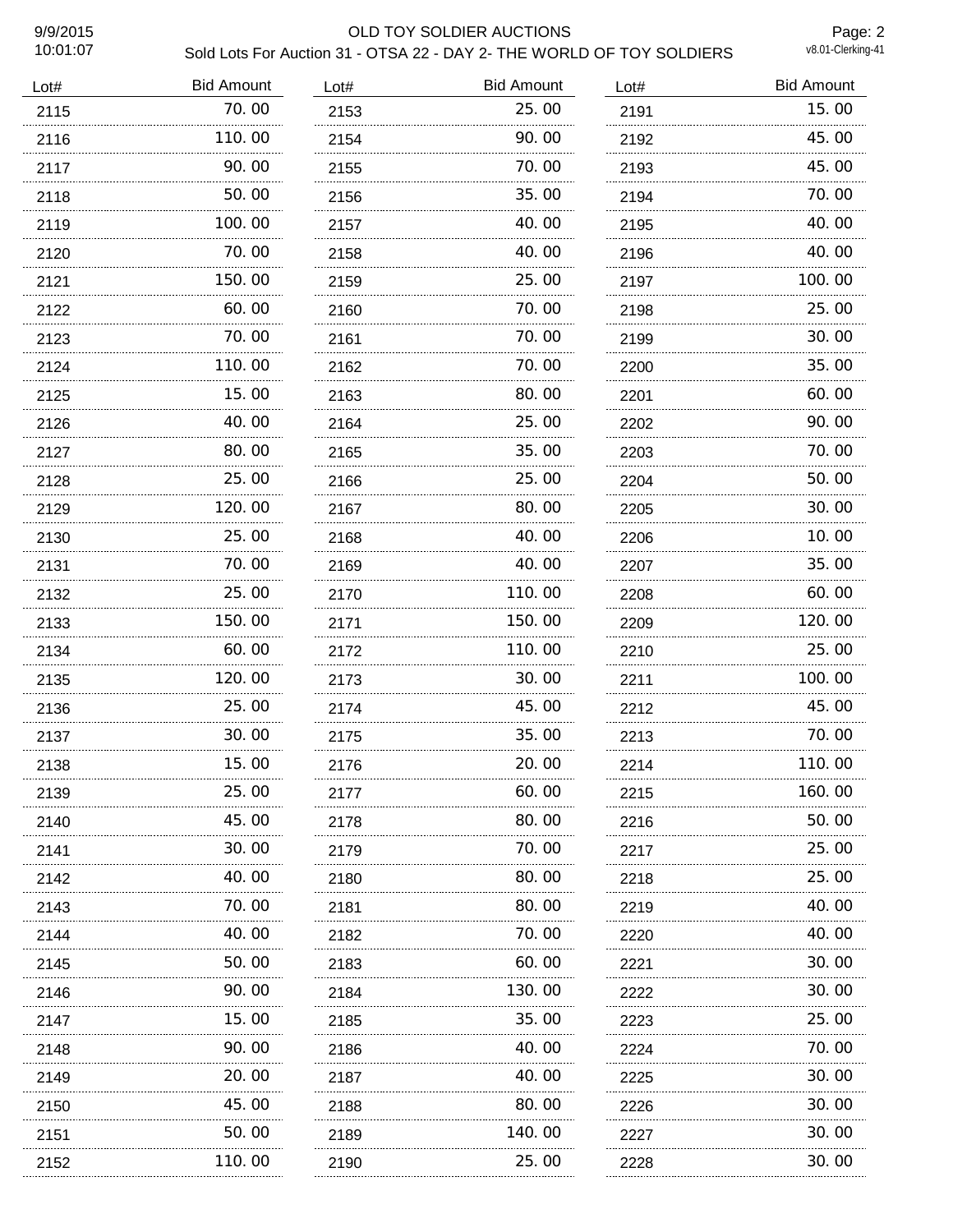OLD TOY SOLDIER AUCTIONS

Sold Lots For Auction 31 - OTSA 22 - DAY 2- THE WORLD OF TOY SOLDIERS

| Lot# | Bid Amount | Lot# | Bid Amount | Lot# | Bid Amount |
|---|---|---|---|---|---|
| 2115 | 70.00 | 2153 | 25.00 | 2191 | 15.00 |
| 2116 | 110.00 | 2154 | 90.00 | 2192 | 45.00 |
| 2117 | 90.00 | 2155 | 70.00 | 2193 | 45.00 |
| 2118 | 50.00 | 2156 | 35.00 | 2194 | 70.00 |
| 2119 | 100.00 | 2157 | 40.00 | 2195 | 40.00 |
| 2120 | 70.00 | 2158 | 40.00 | 2196 | 40.00 |
| 2121 | 150.00 | 2159 | 25.00 | 2197 | 100.00 |
| 2122 | 60.00 | 2160 | 70.00 | 2198 | 25.00 |
| 2123 | 70.00 | 2161 | 70.00 | 2199 | 30.00 |
| 2124 | 110.00 | 2162 | 70.00 | 2200 | 35.00 |
| 2125 | 15.00 | 2163 | 80.00 | 2201 | 60.00 |
| 2126 | 40.00 | 2164 | 25.00 | 2202 | 90.00 |
| 2127 | 80.00 | 2165 | 35.00 | 2203 | 70.00 |
| 2128 | 25.00 | 2166 | 25.00 | 2204 | 50.00 |
| 2129 | 120.00 | 2167 | 80.00 | 2205 | 30.00 |
| 2130 | 25.00 | 2168 | 40.00 | 2206 | 10.00 |
| 2131 | 70.00 | 2169 | 40.00 | 2207 | 35.00 |
| 2132 | 25.00 | 2170 | 110.00 | 2208 | 60.00 |
| 2133 | 150.00 | 2171 | 150.00 | 2209 | 120.00 |
| 2134 | 60.00 | 2172 | 110.00 | 2210 | 25.00 |
| 2135 | 120.00 | 2173 | 30.00 | 2211 | 100.00 |
| 2136 | 25.00 | 2174 | 45.00 | 2212 | 45.00 |
| 2137 | 30.00 | 2175 | 35.00 | 2213 | 70.00 |
| 2138 | 15.00 | 2176 | 20.00 | 2214 | 110.00 |
| 2139 | 25.00 | 2177 | 60.00 | 2215 | 160.00 |
| 2140 | 45.00 | 2178 | 80.00 | 2216 | 50.00 |
| 2141 | 30.00 | 2179 | 70.00 | 2217 | 25.00 |
| 2142 | 40.00 | 2180 | 80.00 | 2218 | 25.00 |
| 2143 | 70.00 | 2181 | 80.00 | 2219 | 40.00 |
| 2144 | 40.00 | 2182 | 70.00 | 2220 | 40.00 |
| 2145 | 50.00 | 2183 | 60.00 | 2221 | 30.00 |
| 2146 | 90.00 | 2184 | 130.00 | 2222 | 30.00 |
| 2147 | 15.00 | 2185 | 35.00 | 2223 | 25.00 |
| 2148 | 90.00 | 2186 | 40.00 | 2224 | 70.00 |
| 2149 | 20.00 | 2187 | 40.00 | 2225 | 30.00 |
| 2150 | 45.00 | 2188 | 80.00 | 2226 | 30.00 |
| 2151 | 50.00 | 2189 | 140.00 | 2227 | 30.00 |
| 2152 | 110.00 | 2190 | 25.00 | 2228 | 30.00 |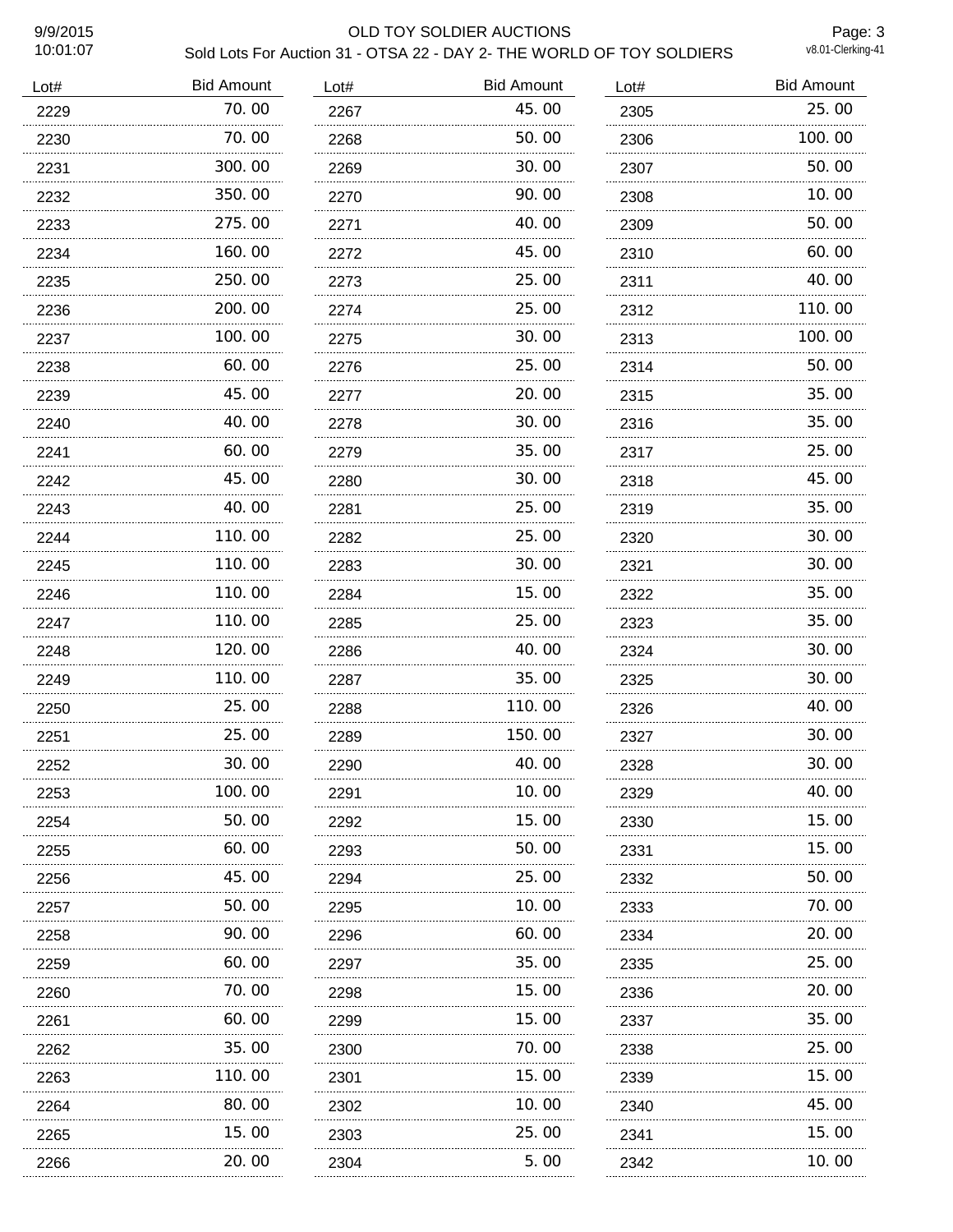# OLD TOY SOLDIER AUCTIONS

## Sold Lots For Auction 31 - OTSA 22 - DAY 2- THE WORLD OF TOY SOLDIERS

9/9/2015
10:01:07

v8.01-Clerking-41

| Lot# | Bid Amount |
|---|---|
| 2229 | 70.00 |
| 2230 | 70.00 |
| 2231 | 300.00 |
| 2232 | 350.00 |
| 2233 | 275.00 |
| 2234 | 160.00 |
| 2235 | 250.00 |
| 2236 | 200.00 |
| 2237 | 100.00 |
| 2238 | 60.00 |
| 2239 | 45.00 |
| 2240 | 40.00 |
| 2241 | 60.00 |
| 2242 | 45.00 |
| 2243 | 40.00 |
| 2244 | 110.00 |
| 2245 | 110.00 |
| 2246 | 110.00 |
| 2247 | 110.00 |
| 2248 | 120.00 |
| 2249 | 110.00 |
| 2250 | 25.00 |
| 2251 | 25.00 |
| 2252 | 30.00 |
| 2253 | 100.00 |
| 2254 | 50.00 |
| 2255 | 60.00 |
| 2256 | 45.00 |
| 2257 | 50.00 |
| 2258 | 90.00 |
| 2259 | 60.00 |
| 2260 | 70.00 |
| 2261 | 60.00 |
| 2262 | 35.00 |
| 2263 | 110.00 |
| 2264 | 80.00 |
| 2265 | 15.00 |
| 2266 | 20.00 |
| 2267 | 45.00 |
| 2268 | 50.00 |
| 2269 | 30.00 |
| 2270 | 90.00 |
| 2271 | 40.00 |
| 2272 | 45.00 |
| 2273 | 25.00 |
| 2274 | 25.00 |
| 2275 | 30.00 |
| 2276 | 25.00 |
| 2277 | 20.00 |
| 2278 | 30.00 |
| 2279 | 35.00 |
| 2280 | 30.00 |
| 2281 | 25.00 |
| 2282 | 25.00 |
| 2283 | 30.00 |
| 2284 | 15.00 |
| 2285 | 25.00 |
| 2286 | 40.00 |
| 2287 | 35.00 |
| 2288 | 110.00 |
| 2289 | 150.00 |
| 2290 | 40.00 |
| 2291 | 10.00 |
| 2292 | 15.00 |
| 2293 | 50.00 |
| 2294 | 25.00 |
| 2295 | 10.00 |
| 2296 | 60.00 |
| 2297 | 35.00 |
| 2298 | 15.00 |
| 2299 | 15.00 |
| 2300 | 70.00 |
| 2301 | 15.00 |
| 2302 | 10.00 |
| 2303 | 25.00 |
| 2304 | 5.00 |
| 2305 | 25.00 |
| 2306 | 100.00 |
| 2307 | 50.00 |
| 2308 | 10.00 |
| 2309 | 50.00 |
| 2310 | 60.00 |
| 2311 | 40.00 |
| 2312 | 110.00 |
| 2313 | 100.00 |
| 2314 | 50.00 |
| 2315 | 35.00 |
| 2316 | 35.00 |
| 2317 | 25.00 |
| 2318 | 45.00 |
| 2319 | 35.00 |
| 2320 | 30.00 |
| 2321 | 30.00 |
| 2322 | 35.00 |
| 2323 | 35.00 |
| 2324 | 30.00 |
| 2325 | 30.00 |
| 2326 | 40.00 |
| 2327 | 30.00 |
| 2328 | 30.00 |
| 2329 | 40.00 |
| 2330 | 15.00 |
| 2331 | 15.00 |
| 2332 | 50.00 |
| 2333 | 70.00 |
| 2334 | 20.00 |
| 2335 | 25.00 |
| 2336 | 20.00 |
| 2337 | 35.00 |
| 2338 | 25.00 |
| 2339 | 15.00 |
| 2340 | 45.00 |
| 2341 | 15.00 |
| 2342 | 10.00 |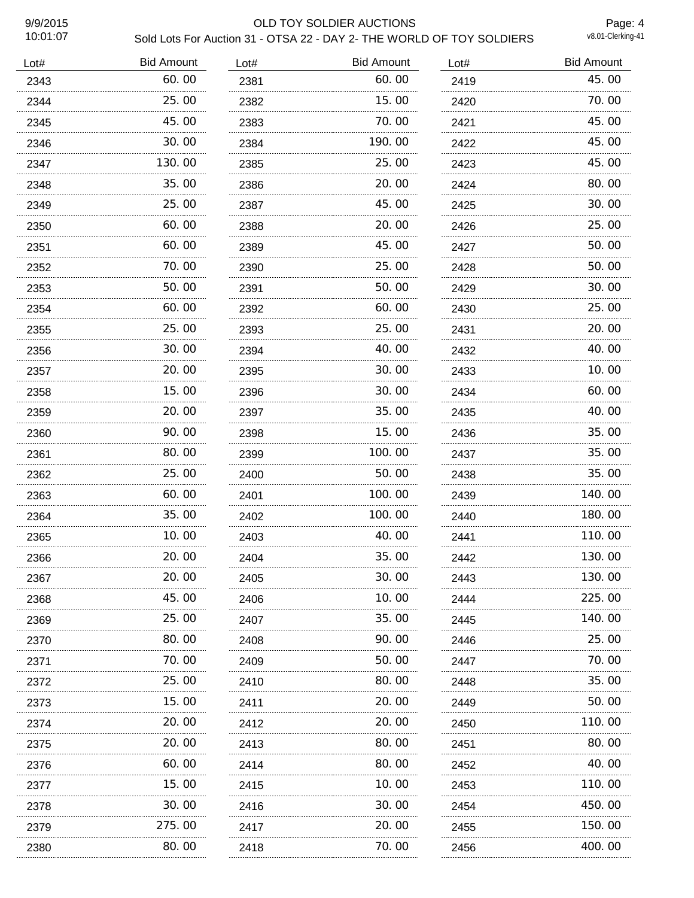OLD TOY SOLDIER AUCTIONS

Sold Lots For Auction 31 - OTSA 22 - DAY 2- THE WORLD OF TOY SOLDIERS

| Lot# | Bid Amount |
|---|---|
| 2343 | 60.00 |
| 2344 | 25.00 |
| 2345 | 45.00 |
| 2346 | 30.00 |
| 2347 | 130.00 |
| 2348 | 35.00 |
| 2349 | 25.00 |
| 2350 | 60.00 |
| 2351 | 60.00 |
| 2352 | 70.00 |
| 2353 | 50.00 |
| 2354 | 60.00 |
| 2355 | 25.00 |
| 2356 | 30.00 |
| 2357 | 20.00 |
| 2358 | 15.00 |
| 2359 | 20.00 |
| 2360 | 90.00 |
| 2361 | 80.00 |
| 2362 | 25.00 |
| 2363 | 60.00 |
| 2364 | 35.00 |
| 2365 | 10.00 |
| 2366 | 20.00 |
| 2367 | 20.00 |
| 2368 | 45.00 |
| 2369 | 25.00 |
| 2370 | 80.00 |
| 2371 | 70.00 |
| 2372 | 25.00 |
| 2373 | 15.00 |
| 2374 | 20.00 |
| 2375 | 20.00 |
| 2376 | 60.00 |
| 2377 | 15.00 |
| 2378 | 30.00 |
| 2379 | 275.00 |
| 2380 | 80.00 |
| 2381 | 60.00 |
| 2382 | 15.00 |
| 2383 | 70.00 |
| 2384 | 190.00 |
| 2385 | 25.00 |
| 2386 | 20.00 |
| 2387 | 45.00 |
| 2388 | 20.00 |
| 2389 | 45.00 |
| 2390 | 25.00 |
| 2391 | 50.00 |
| 2392 | 60.00 |
| 2393 | 25.00 |
| 2394 | 40.00 |
| 2395 | 30.00 |
| 2396 | 30.00 |
| 2397 | 35.00 |
| 2398 | 15.00 |
| 2399 | 100.00 |
| 2400 | 50.00 |
| 2401 | 100.00 |
| 2402 | 100.00 |
| 2403 | 40.00 |
| 2404 | 35.00 |
| 2405 | 30.00 |
| 2406 | 10.00 |
| 2407 | 35.00 |
| 2408 | 90.00 |
| 2409 | 50.00 |
| 2410 | 80.00 |
| 2411 | 20.00 |
| 2412 | 20.00 |
| 2413 | 80.00 |
| 2414 | 80.00 |
| 2415 | 10.00 |
| 2416 | 30.00 |
| 2417 | 20.00 |
| 2418 | 70.00 |
| 2419 | 45.00 |
| 2420 | 70.00 |
| 2421 | 45.00 |
| 2422 | 45.00 |
| 2423 | 45.00 |
| 2424 | 80.00 |
| 2425 | 30.00 |
| 2426 | 25.00 |
| 2427 | 50.00 |
| 2428 | 50.00 |
| 2429 | 30.00 |
| 2430 | 25.00 |
| 2431 | 20.00 |
| 2432 | 40.00 |
| 2433 | 10.00 |
| 2434 | 60.00 |
| 2435 | 40.00 |
| 2436 | 35.00 |
| 2437 | 35.00 |
| 2438 | 35.00 |
| 2439 | 140.00 |
| 2440 | 180.00 |
| 2441 | 110.00 |
| 2442 | 130.00 |
| 2443 | 130.00 |
| 2444 | 225.00 |
| 2445 | 140.00 |
| 2446 | 25.00 |
| 2447 | 70.00 |
| 2448 | 35.00 |
| 2449 | 50.00 |
| 2450 | 110.00 |
| 2451 | 80.00 |
| 2452 | 40.00 |
| 2453 | 110.00 |
| 2454 | 450.00 |
| 2455 | 150.00 |
| 2456 | 400.00 |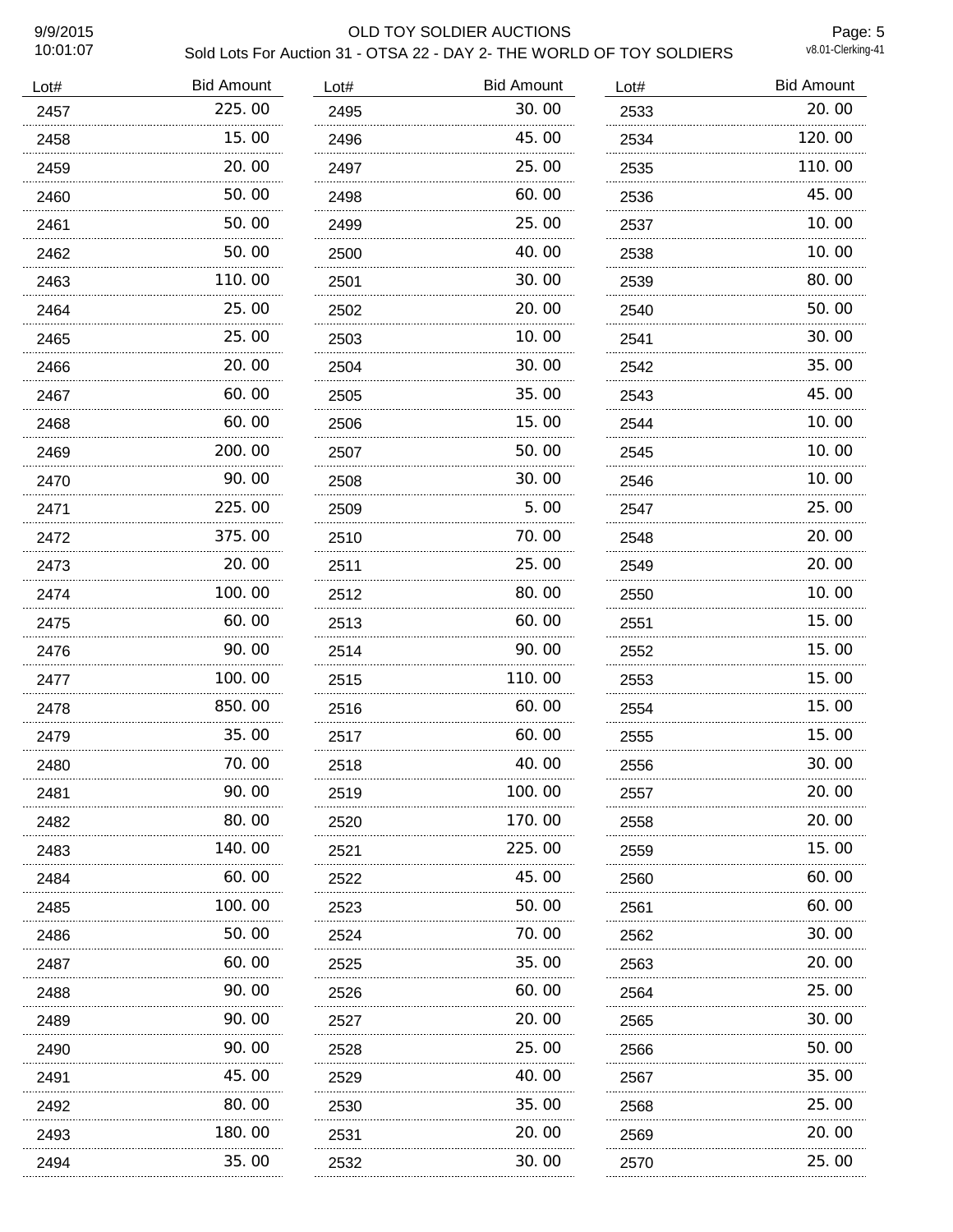# OLD TOY SOLDIER AUCTIONS

## Sold Lots For Auction 31 - OTSA 22 - DAY 2- THE WORLD OF TOY SOLDIERS

9/9/2015
10:01:07

v8.01-Clerking-41

| Lot# | Bid Amount | Lot# | Bid Amount | Lot# | Bid Amount |
|---|---|---|---|---|---|
| 2457 | 225.00 | 2495 | 30.00 | 2533 | 20.00 |
| 2458 | 15.00 | 2496 | 45.00 | 2534 | 120.00 |
| 2459 | 20.00 | 2497 | 25.00 | 2535 | 110.00 |
| 2460 | 50.00 | 2498 | 60.00 | 2536 | 45.00 |
| 2461 | 50.00 | 2499 | 25.00 | 2537 | 10.00 |
| 2462 | 50.00 | 2500 | 40.00 | 2538 | 10.00 |
| 2463 | 110.00 | 2501 | 30.00 | 2539 | 80.00 |
| 2464 | 25.00 | 2502 | 20.00 | 2540 | 50.00 |
| 2465 | 25.00 | 2503 | 10.00 | 2541 | 30.00 |
| 2466 | 20.00 | 2504 | 30.00 | 2542 | 35.00 |
| 2467 | 60.00 | 2505 | 35.00 | 2543 | 45.00 |
| 2468 | 60.00 | 2506 | 15.00 | 2544 | 10.00 |
| 2469 | 200.00 | 2507 | 50.00 | 2545 | 10.00 |
| 2470 | 90.00 | 2508 | 30.00 | 2546 | 10.00 |
| 2471 | 225.00 | 2509 | 5.00 | 2547 | 25.00 |
| 2472 | 375.00 | 2510 | 70.00 | 2548 | 20.00 |
| 2473 | 20.00 | 2511 | 25.00 | 2549 | 20.00 |
| 2474 | 100.00 | 2512 | 80.00 | 2550 | 10.00 |
| 2475 | 60.00 | 2513 | 60.00 | 2551 | 15.00 |
| 2476 | 90.00 | 2514 | 90.00 | 2552 | 15.00 |
| 2477 | 100.00 | 2515 | 110.00 | 2553 | 15.00 |
| 2478 | 850.00 | 2516 | 60.00 | 2554 | 15.00 |
| 2479 | 35.00 | 2517 | 60.00 | 2555 | 15.00 |
| 2480 | 70.00 | 2518 | 40.00 | 2556 | 30.00 |
| 2481 | 90.00 | 2519 | 100.00 | 2557 | 20.00 |
| 2482 | 80.00 | 2520 | 170.00 | 2558 | 20.00 |
| 2483 | 140.00 | 2521 | 225.00 | 2559 | 15.00 |
| 2484 | 60.00 | 2522 | 45.00 | 2560 | 60.00 |
| 2485 | 100.00 | 2523 | 50.00 | 2561 | 60.00 |
| 2486 | 50.00 | 2524 | 70.00 | 2562 | 30.00 |
| 2487 | 60.00 | 2525 | 35.00 | 2563 | 20.00 |
| 2488 | 90.00 | 2526 | 60.00 | 2564 | 25.00 |
| 2489 | 90.00 | 2527 | 20.00 | 2565 | 30.00 |
| 2490 | 90.00 | 2528 | 25.00 | 2566 | 50.00 |
| 2491 | 45.00 | 2529 | 40.00 | 2567 | 35.00 |
| 2492 | 80.00 | 2530 | 35.00 | 2568 | 25.00 |
| 2493 | 180.00 | 2531 | 20.00 | 2569 | 20.00 |
| 2494 | 35.00 | 2532 | 30.00 | 2570 | 25.00 |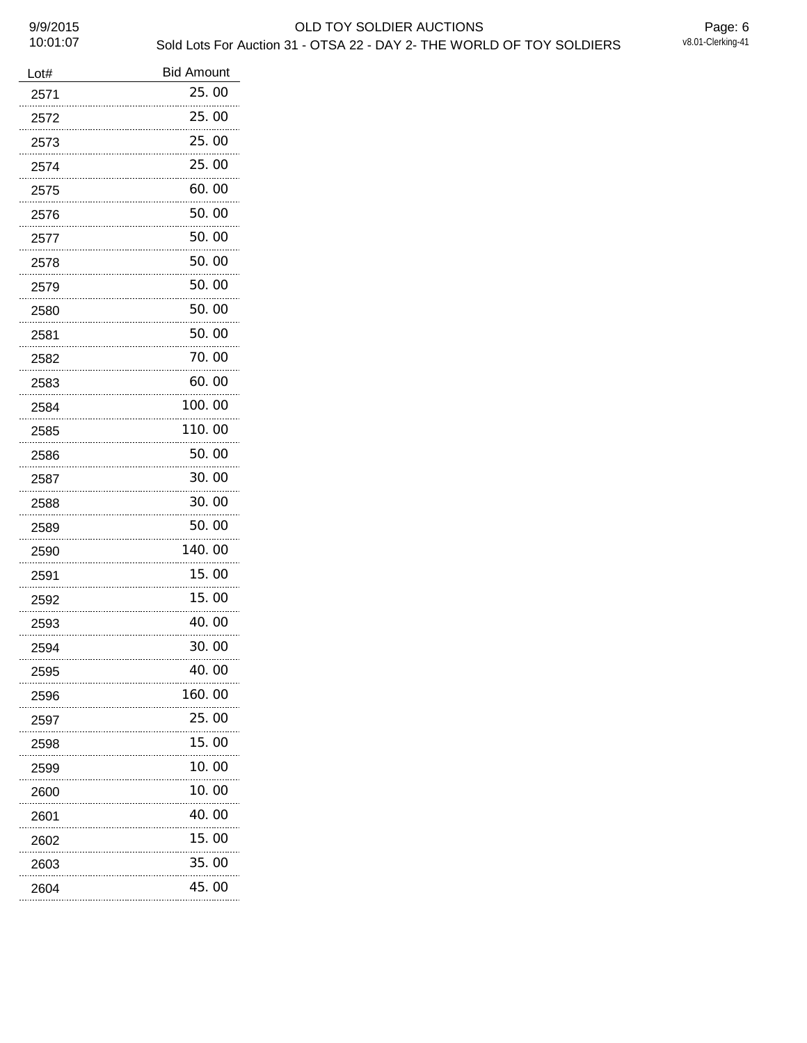| Lot# | Bid Amount |
|---|---|
| 2571 | 25. 00 |
| 2572 | 25. 00 |
| 2573 | 25. 00 |
| 2574 | 25. 00 |
| 2575 | 60. 00 |
| 2576 | 50. 00 |
| 2577 | 50. 00 |
| 2578 | 50. 00 |
| 2579 | 50. 00 |
| 2580 | 50. 00 |
| 2581 | 50. 00 |
| 2582 | 70. 00 |
| 2583 | 60. 00 |
| 2584 | 100. 00 |
| 2585 | 110. 00 |
| 2586 | 50. 00 |
| 2587 | 30. 00 |
| 2588 | 30. 00 |
| 2589 | 50. 00 |
| 2590 | 140. 00 |
| 2591 | 15. 00 |
| 2592 | 15. 00 |
| 2593 | 40. 00 |
| 2594 | 30. 00 |
| 2595 | 40. 00 |
| 2596 | 160. 00 |
| 2597 | 25. 00 |
| 2598 | 15. 00 |
| 2599 | 10. 00 |
| 2600 | 10. 00 |
| 2601 | 40. 00 |
| 2602 | 15. 00 |
| 2603 | 35. 00 |
| 2604 | 45. 00 |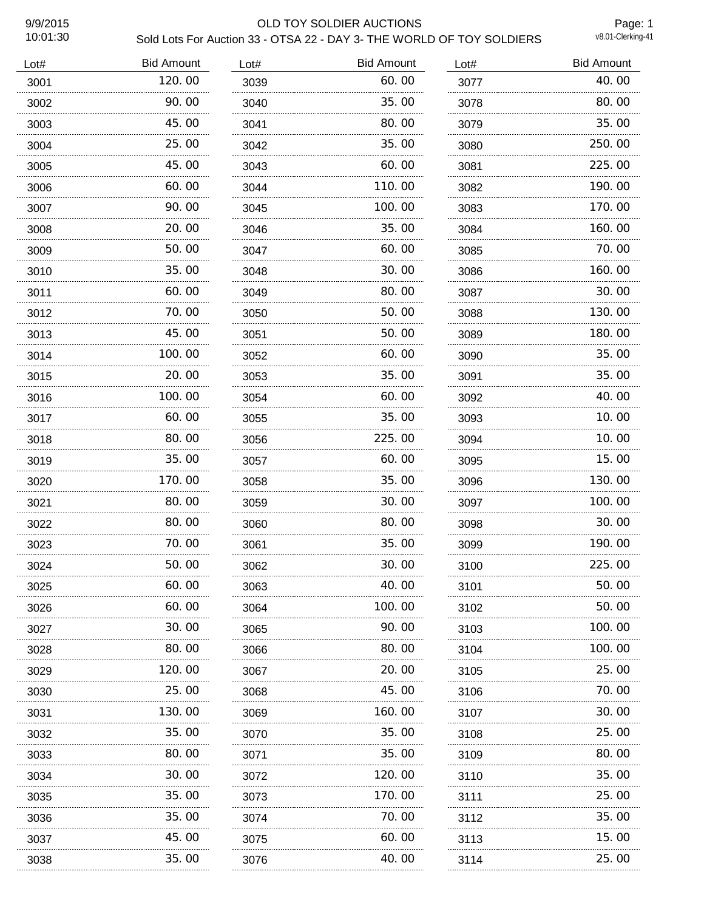## OLD TOY SOLDIER AUCTIONS

Sold Lots For Auction 33 - OTSA 22 - DAY 3- THE WORLD OF TOY SOLDIERS

9/9/2015 10:01:30

v8.01-Clerking-41

| Lot# | Bid Amount | Lot# | Bid Amount | Lot# | Bid Amount |
|---|---|---|---|---|---|
| 3001 | 120.00 | 3039 | 60.00 | 3077 | 40.00 |
| 3002 | 90.00 | 3040 | 35.00 | 3078 | 80.00 |
| 3003 | 45.00 | 3041 | 80.00 | 3079 | 35.00 |
| 3004 | 25.00 | 3042 | 35.00 | 3080 | 250.00 |
| 3005 | 45.00 | 3043 | 60.00 | 3081 | 225.00 |
| 3006 | 60.00 | 3044 | 110.00 | 3082 | 190.00 |
| 3007 | 90.00 | 3045 | 100.00 | 3083 | 170.00 |
| 3008 | 20.00 | 3046 | 35.00 | 3084 | 160.00 |
| 3009 | 50.00 | 3047 | 60.00 | 3085 | 70.00 |
| 3010 | 35.00 | 3048 | 30.00 | 3086 | 160.00 |
| 3011 | 60.00 | 3049 | 80.00 | 3087 | 30.00 |
| 3012 | 70.00 | 3050 | 50.00 | 3088 | 130.00 |
| 3013 | 45.00 | 3051 | 50.00 | 3089 | 180.00 |
| 3014 | 100.00 | 3052 | 60.00 | 3090 | 35.00 |
| 3015 | 20.00 | 3053 | 35.00 | 3091 | 35.00 |
| 3016 | 100.00 | 3054 | 60.00 | 3092 | 40.00 |
| 3017 | 60.00 | 3055 | 35.00 | 3093 | 10.00 |
| 3018 | 80.00 | 3056 | 225.00 | 3094 | 10.00 |
| 3019 | 35.00 | 3057 | 60.00 | 3095 | 15.00 |
| 3020 | 170.00 | 3058 | 35.00 | 3096 | 130.00 |
| 3021 | 80.00 | 3059 | 30.00 | 3097 | 100.00 |
| 3022 | 80.00 | 3060 | 80.00 | 3098 | 30.00 |
| 3023 | 70.00 | 3061 | 35.00 | 3099 | 190.00 |
| 3024 | 50.00 | 3062 | 30.00 | 3100 | 225.00 |
| 3025 | 60.00 | 3063 | 40.00 | 3101 | 50.00 |
| 3026 | 60.00 | 3064 | 100.00 | 3102 | 50.00 |
| 3027 | 30.00 | 3065 | 90.00 | 3103 | 100.00 |
| 3028 | 80.00 | 3066 | 80.00 | 3104 | 100.00 |
| 3029 | 120.00 | 3067 | 20.00 | 3105 | 25.00 |
| 3030 | 25.00 | 3068 | 45.00 | 3106 | 70.00 |
| 3031 | 130.00 | 3069 | 160.00 | 3107 | 30.00 |
| 3032 | 35.00 | 3070 | 35.00 | 3108 | 25.00 |
| 3033 | 80.00 | 3071 | 35.00 | 3109 | 80.00 |
| 3034 | 30.00 | 3072 | 120.00 | 3110 | 35.00 |
| 3035 | 35.00 | 3073 | 170.00 | 3111 | 25.00 |
| 3036 | 35.00 | 3074 | 70.00 | 3112 | 35.00 |
| 3037 | 45.00 | 3075 | 60.00 | 3113 | 15.00 |
| 3038 | 35.00 | 3076 | 40.00 | 3114 | 25.00 |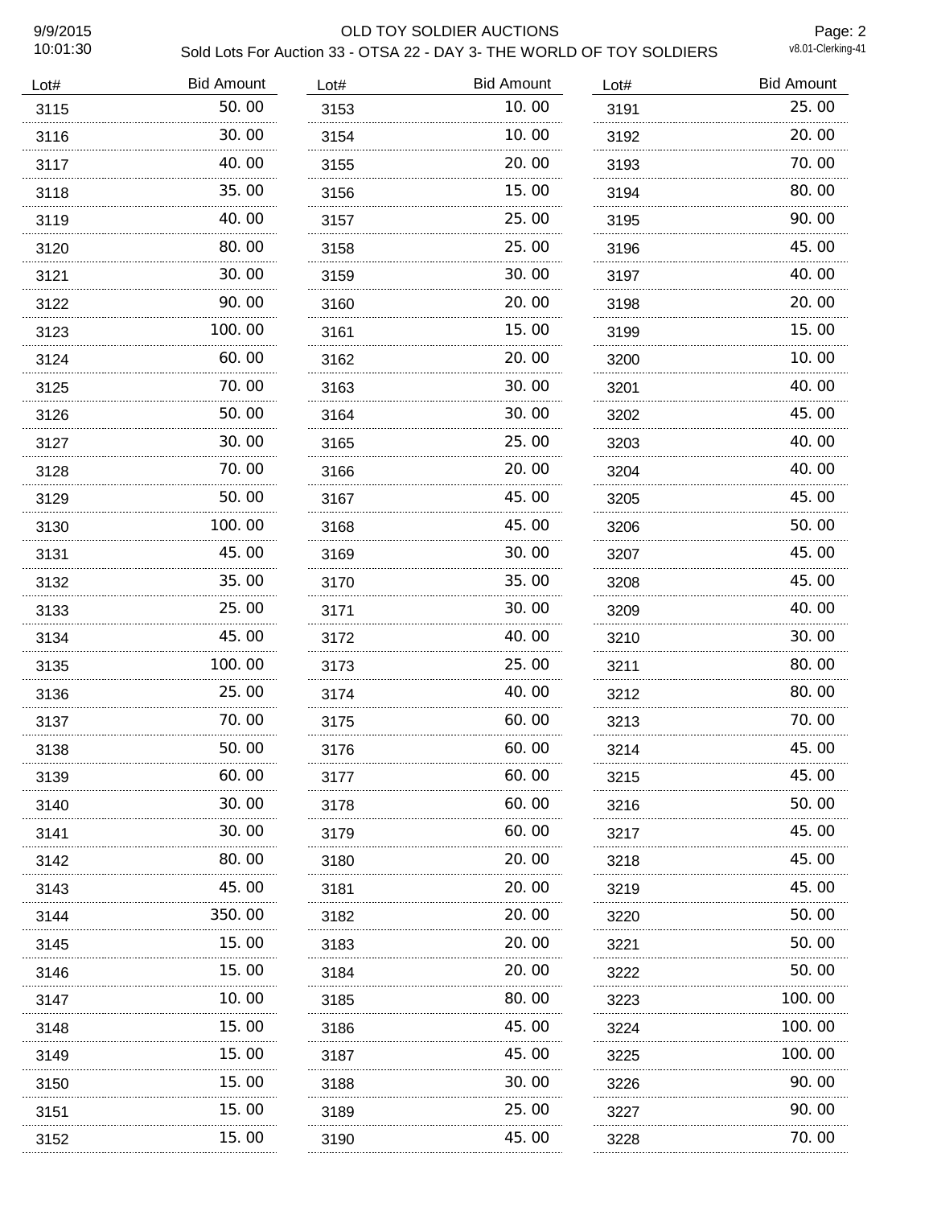# OLD TOY SOLDIER AUCTIONS

## Sold Lots For Auction 33 - OTSA 22 - DAY 3- THE WORLD OF TOY SOLDIERS

9/9/2015
10:01:30

v8.01-Clerking-41

| Lot# | Bid Amount |
|---|---|
| 3115 | 50.00 |
| 3116 | 30.00 |
| 3117 | 40.00 |
| 3118 | 35.00 |
| 3119 | 40.00 |
| 3120 | 80.00 |
| 3121 | 30.00 |
| 3122 | 90.00 |
| 3123 | 100.00 |
| 3124 | 60.00 |
| 3125 | 70.00 |
| 3126 | 50.00 |
| 3127 | 30.00 |
| 3128 | 70.00 |
| 3129 | 50.00 |
| 3130 | 100.00 |
| 3131 | 45.00 |
| 3132 | 35.00 |
| 3133 | 25.00 |
| 3134 | 45.00 |
| 3135 | 100.00 |
| 3136 | 25.00 |
| 3137 | 70.00 |
| 3138 | 50.00 |
| 3139 | 60.00 |
| 3140 | 30.00 |
| 3141 | 30.00 |
| 3142 | 80.00 |
| 3143 | 45.00 |
| 3144 | 350.00 |
| 3145 | 15.00 |
| 3146 | 15.00 |
| 3147 | 10.00 |
| 3148 | 15.00 |
| 3149 | 15.00 |
| 3150 | 15.00 |
| 3151 | 15.00 |
| 3152 | 15.00 |
| 3153 | 10.00 |
| 3154 | 10.00 |
| 3155 | 20.00 |
| 3156 | 15.00 |
| 3157 | 25.00 |
| 3158 | 25.00 |
| 3159 | 30.00 |
| 3160 | 20.00 |
| 3161 | 15.00 |
| 3162 | 20.00 |
| 3163 | 30.00 |
| 3164 | 30.00 |
| 3165 | 25.00 |
| 3166 | 20.00 |
| 3167 | 45.00 |
| 3168 | 45.00 |
| 3169 | 30.00 |
| 3170 | 35.00 |
| 3171 | 30.00 |
| 3172 | 40.00 |
| 3173 | 25.00 |
| 3174 | 40.00 |
| 3175 | 60.00 |
| 3176 | 60.00 |
| 3177 | 60.00 |
| 3178 | 60.00 |
| 3179 | 60.00 |
| 3180 | 20.00 |
| 3181 | 20.00 |
| 3182 | 20.00 |
| 3183 | 20.00 |
| 3184 | 20.00 |
| 3185 | 80.00 |
| 3186 | 45.00 |
| 3187 | 45.00 |
| 3188 | 30.00 |
| 3189 | 25.00 |
| 3190 | 45.00 |
| 3191 | 25.00 |
| 3192 | 20.00 |
| 3193 | 70.00 |
| 3194 | 80.00 |
| 3195 | 90.00 |
| 3196 | 45.00 |
| 3197 | 40.00 |
| 3198 | 20.00 |
| 3199 | 15.00 |
| 3200 | 10.00 |
| 3201 | 40.00 |
| 3202 | 45.00 |
| 3203 | 40.00 |
| 3204 | 40.00 |
| 3205 | 45.00 |
| 3206 | 50.00 |
| 3207 | 45.00 |
| 3208 | 45.00 |
| 3209 | 40.00 |
| 3210 | 30.00 |
| 3211 | 80.00 |
| 3212 | 80.00 |
| 3213 | 70.00 |
| 3214 | 45.00 |
| 3215 | 45.00 |
| 3216 | 50.00 |
| 3217 | 45.00 |
| 3218 | 45.00 |
| 3219 | 45.00 |
| 3220 | 50.00 |
| 3221 | 50.00 |
| 3222 | 50.00 |
| 3223 | 100.00 |
| 3224 | 100.00 |
| 3225 | 100.00 |
| 3226 | 90.00 |
| 3227 | 90.00 |
| 3228 | 70.00 |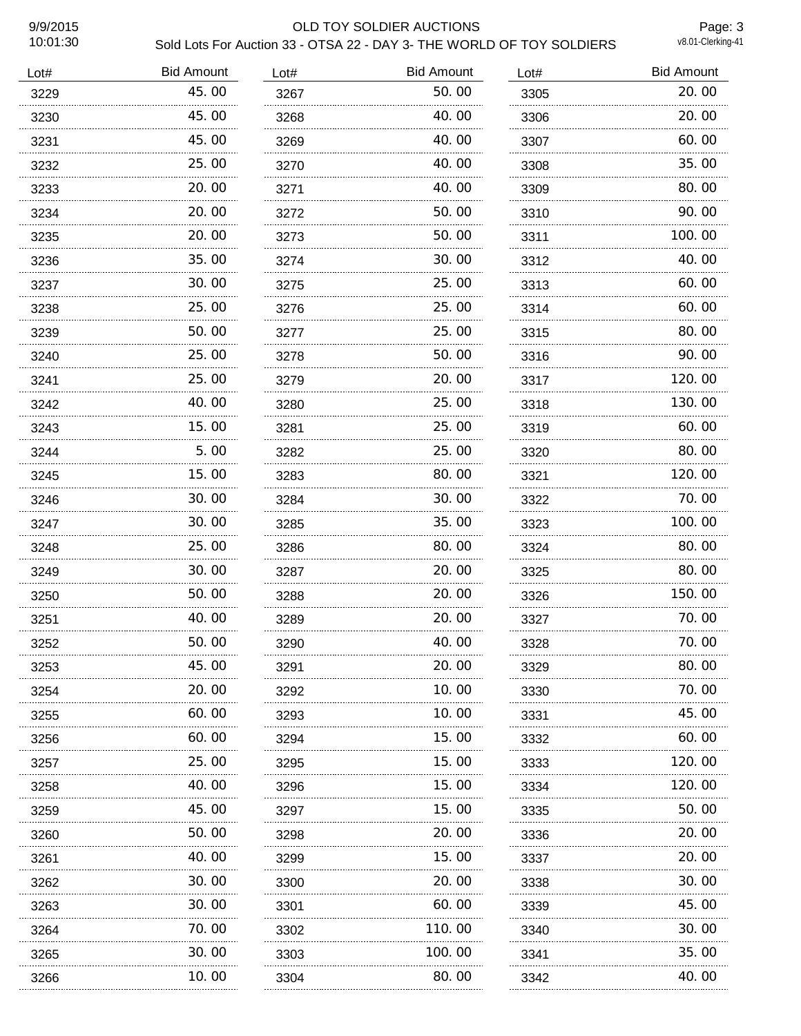# OLD TOY SOLDIER AUCTIONS

Sold Lots For Auction 33 - OTSA 22 - DAY 3- THE WORLD OF TOY SOLDIERS

| Lot# | Bid Amount |
|---|---|
| 3229 | 45.00 |
| 3230 | 45.00 |
| 3231 | 45.00 |
| 3232 | 25.00 |
| 3233 | 20.00 |
| 3234 | 20.00 |
| 3235 | 20.00 |
| 3236 | 35.00 |
| 3237 | 30.00 |
| 3238 | 25.00 |
| 3239 | 50.00 |
| 3240 | 25.00 |
| 3241 | 25.00 |
| 3242 | 40.00 |
| 3243 | 15.00 |
| 3244 | 5.00 |
| 3245 | 15.00 |
| 3246 | 30.00 |
| 3247 | 30.00 |
| 3248 | 25.00 |
| 3249 | 30.00 |
| 3250 | 50.00 |
| 3251 | 40.00 |
| 3252 | 50.00 |
| 3253 | 45.00 |
| 3254 | 20.00 |
| 3255 | 60.00 |
| 3256 | 60.00 |
| 3257 | 25.00 |
| 3258 | 40.00 |
| 3259 | 45.00 |
| 3260 | 50.00 |
| 3261 | 40.00 |
| 3262 | 30.00 |
| 3263 | 30.00 |
| 3264 | 70.00 |
| 3265 | 30.00 |
| 3266 | 10.00 |
| 3267 | 50.00 |
| 3268 | 40.00 |
| 3269 | 40.00 |
| 3270 | 40.00 |
| 3271 | 40.00 |
| 3272 | 50.00 |
| 3273 | 50.00 |
| 3274 | 30.00 |
| 3275 | 25.00 |
| 3276 | 25.00 |
| 3277 | 25.00 |
| 3278 | 50.00 |
| 3279 | 20.00 |
| 3280 | 25.00 |
| 3281 | 25.00 |
| 3282 | 25.00 |
| 3283 | 80.00 |
| 3284 | 30.00 |
| 3285 | 35.00 |
| 3286 | 80.00 |
| 3287 | 20.00 |
| 3288 | 20.00 |
| 3289 | 20.00 |
| 3290 | 40.00 |
| 3291 | 20.00 |
| 3292 | 10.00 |
| 3293 | 10.00 |
| 3294 | 15.00 |
| 3295 | 15.00 |
| 3296 | 15.00 |
| 3297 | 15.00 |
| 3298 | 20.00 |
| 3299 | 15.00 |
| 3300 | 20.00 |
| 3301 | 60.00 |
| 3302 | 110.00 |
| 3303 | 100.00 |
| 3304 | 80.00 |
| 3305 | 20.00 |
| 3306 | 20.00 |
| 3307 | 60.00 |
| 3308 | 35.00 |
| 3309 | 80.00 |
| 3310 | 90.00 |
| 3311 | 100.00 |
| 3312 | 40.00 |
| 3313 | 60.00 |
| 3314 | 60.00 |
| 3315 | 80.00 |
| 3316 | 90.00 |
| 3317 | 120.00 |
| 3318 | 130.00 |
| 3319 | 60.00 |
| 3320 | 80.00 |
| 3321 | 120.00 |
| 3322 | 70.00 |
| 3323 | 100.00 |
| 3324 | 80.00 |
| 3325 | 80.00 |
| 3326 | 150.00 |
| 3327 | 70.00 |
| 3328 | 70.00 |
| 3329 | 80.00 |
| 3330 | 70.00 |
| 3331 | 45.00 |
| 3332 | 60.00 |
| 3333 | 120.00 |
| 3334 | 120.00 |
| 3335 | 50.00 |
| 3336 | 20.00 |
| 3337 | 20.00 |
| 3338 | 30.00 |
| 3339 | 45.00 |
| 3340 | 30.00 |
| 3341 | 35.00 |
| 3342 | 40.00 |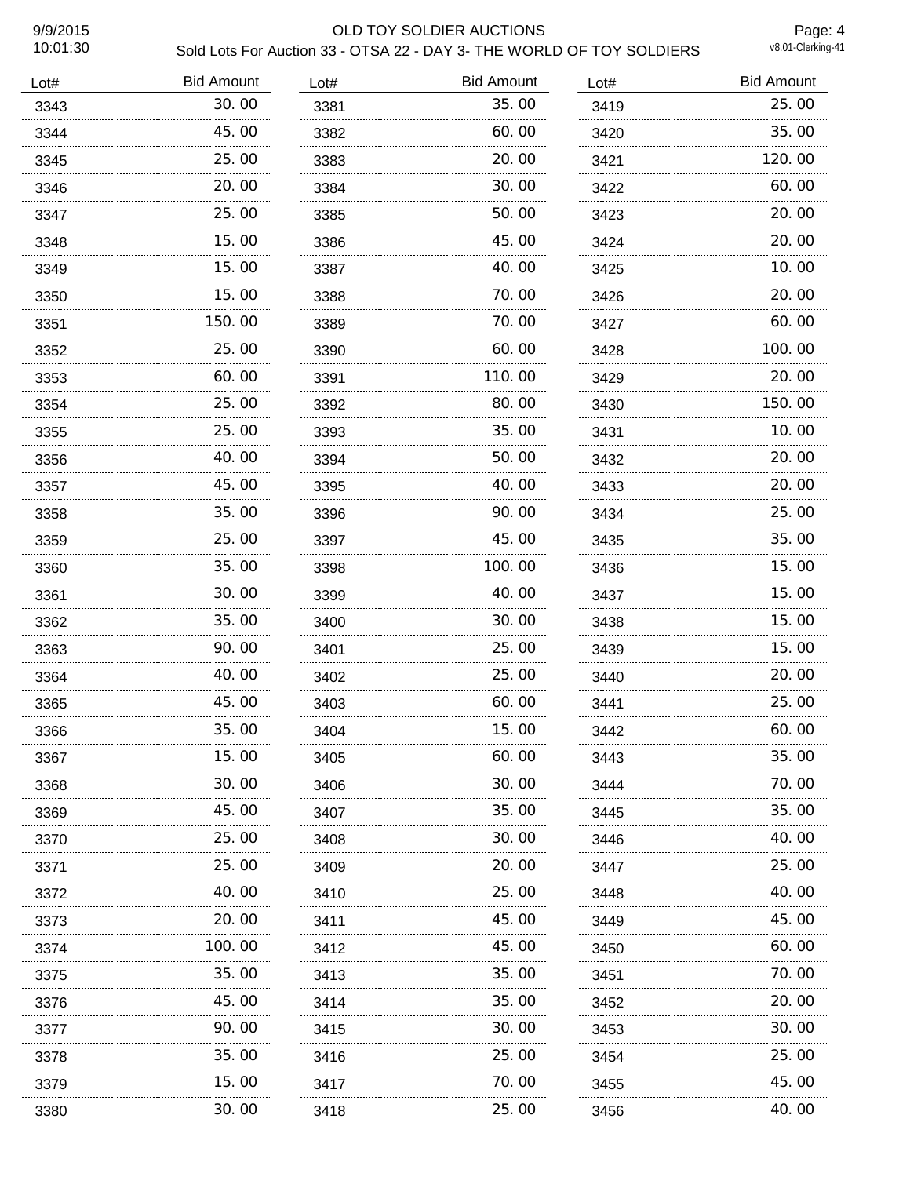# OLD TOY SOLDIER AUCTIONS

## Sold Lots For Auction 33 - OTSA 22 - DAY 3- THE WORLD OF TOY SOLDIERS

9/9/2015
10:01:30

v8.01-Clerking-41

| Lot# | Bid Amount |
|---|---|
| 3343 | 30.00 |
| 3344 | 45.00 |
| 3345 | 25.00 |
| 3346 | 20.00 |
| 3347 | 25.00 |
| 3348 | 15.00 |
| 3349 | 15.00 |
| 3350 | 15.00 |
| 3351 | 150.00 |
| 3352 | 25.00 |
| 3353 | 60.00 |
| 3354 | 25.00 |
| 3355 | 25.00 |
| 3356 | 40.00 |
| 3357 | 45.00 |
| 3358 | 35.00 |
| 3359 | 25.00 |
| 3360 | 35.00 |
| 3361 | 30.00 |
| 3362 | 35.00 |
| 3363 | 90.00 |
| 3364 | 40.00 |
| 3365 | 45.00 |
| 3366 | 35.00 |
| 3367 | 15.00 |
| 3368 | 30.00 |
| 3369 | 45.00 |
| 3370 | 25.00 |
| 3371 | 25.00 |
| 3372 | 40.00 |
| 3373 | 20.00 |
| 3374 | 100.00 |
| 3375 | 35.00 |
| 3376 | 45.00 |
| 3377 | 90.00 |
| 3378 | 35.00 |
| 3379 | 15.00 |
| 3380 | 30.00 |
| 3381 | 35.00 |
| 3382 | 60.00 |
| 3383 | 20.00 |
| 3384 | 30.00 |
| 3385 | 50.00 |
| 3386 | 45.00 |
| 3387 | 40.00 |
| 3388 | 70.00 |
| 3389 | 70.00 |
| 3390 | 60.00 |
| 3391 | 110.00 |
| 3392 | 80.00 |
| 3393 | 35.00 |
| 3394 | 50.00 |
| 3395 | 40.00 |
| 3396 | 90.00 |
| 3397 | 45.00 |
| 3398 | 100.00 |
| 3399 | 40.00 |
| 3400 | 30.00 |
| 3401 | 25.00 |
| 3402 | 25.00 |
| 3403 | 60.00 |
| 3404 | 15.00 |
| 3405 | 60.00 |
| 3406 | 30.00 |
| 3407 | 35.00 |
| 3408 | 30.00 |
| 3409 | 20.00 |
| 3410 | 25.00 |
| 3411 | 45.00 |
| 3412 | 45.00 |
| 3413 | 35.00 |
| 3414 | 35.00 |
| 3415 | 30.00 |
| 3416 | 25.00 |
| 3417 | 70.00 |
| 3418 | 25.00 |
| 3419 | 25.00 |
| 3420 | 35.00 |
| 3421 | 120.00 |
| 3422 | 60.00 |
| 3423 | 20.00 |
| 3424 | 20.00 |
| 3425 | 10.00 |
| 3426 | 20.00 |
| 3427 | 60.00 |
| 3428 | 100.00 |
| 3429 | 20.00 |
| 3430 | 150.00 |
| 3431 | 10.00 |
| 3432 | 20.00 |
| 3433 | 20.00 |
| 3434 | 25.00 |
| 3435 | 35.00 |
| 3436 | 15.00 |
| 3437 | 15.00 |
| 3438 | 15.00 |
| 3439 | 15.00 |
| 3440 | 20.00 |
| 3441 | 25.00 |
| 3442 | 60.00 |
| 3443 | 35.00 |
| 3444 | 70.00 |
| 3445 | 35.00 |
| 3446 | 40.00 |
| 3447 | 25.00 |
| 3448 | 40.00 |
| 3449 | 45.00 |
| 3450 | 60.00 |
| 3451 | 70.00 |
| 3452 | 20.00 |
| 3453 | 30.00 |
| 3454 | 25.00 |
| 3455 | 45.00 |
| 3456 | 40.00 |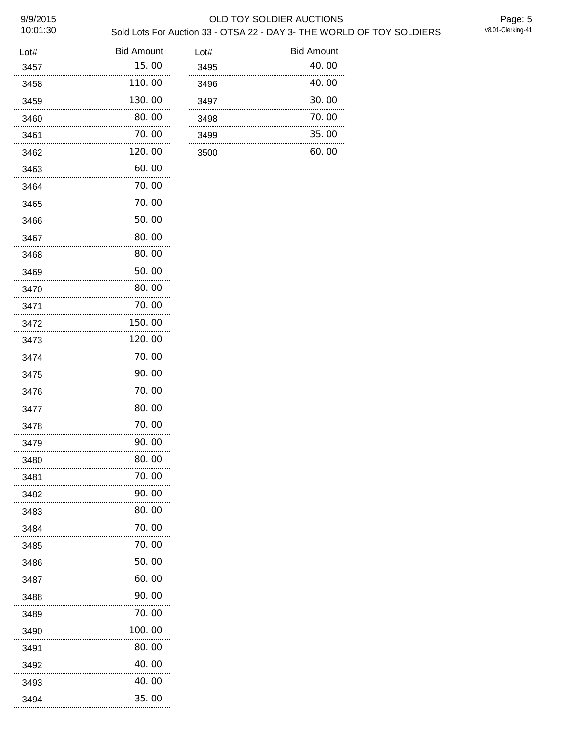OLD TOY SOLDIER AUCTIONS

Sold Lots For Auction 33 - OTSA 22 - DAY 3- THE WORLD OF TOY SOLDIERS

| Lot# | Bid Amount |
|---|---|
| 3457 | 15.00 |
| 3458 | 110.00 |
| 3459 | 130.00 |
| 3460 | 80.00 |
| 3461 | 70.00 |
| 3462 | 120.00 |
| 3463 | 60.00 |
| 3464 | 70.00 |
| 3465 | 70.00 |
| 3466 | 50.00 |
| 3467 | 80.00 |
| 3468 | 80.00 |
| 3469 | 50.00 |
| 3470 | 80.00 |
| 3471 | 70.00 |
| 3472 | 150.00 |
| 3473 | 120.00 |
| 3474 | 70.00 |
| 3475 | 90.00 |
| 3476 | 70.00 |
| 3477 | 80.00 |
| 3478 | 70.00 |
| 3479 | 90.00 |
| 3480 | 80.00 |
| 3481 | 70.00 |
| 3482 | 90.00 |
| 3483 | 80.00 |
| 3484 | 70.00 |
| 3485 | 70.00 |
| 3486 | 50.00 |
| 3487 | 60.00 |
| 3488 | 90.00 |
| 3489 | 70.00 |
| 3490 | 100.00 |
| 3491 | 80.00 |
| 3492 | 40.00 |
| 3493 | 40.00 |
| 3494 | 35.00 |
| 3495 | 40.00 |
| 3496 | 40.00 |
| 3497 | 30.00 |
| 3498 | 70.00 |
| 3499 | 35.00 |
| 3500 | 60.00 |